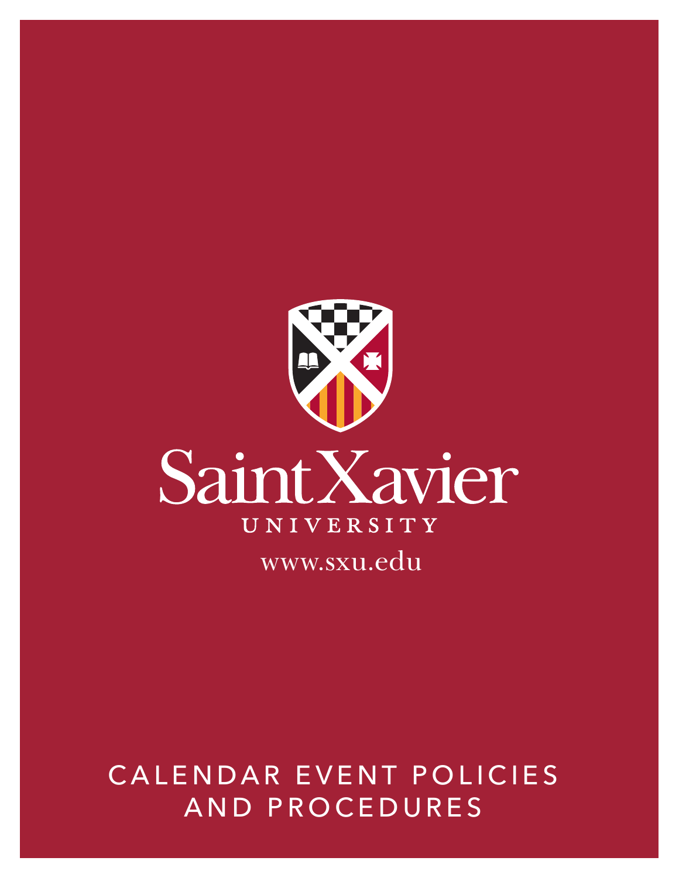Saint Xavier

UNIVERSITY

www.sxu.edu

# CALENDAR EVENT POLICIES AND PROCEDURES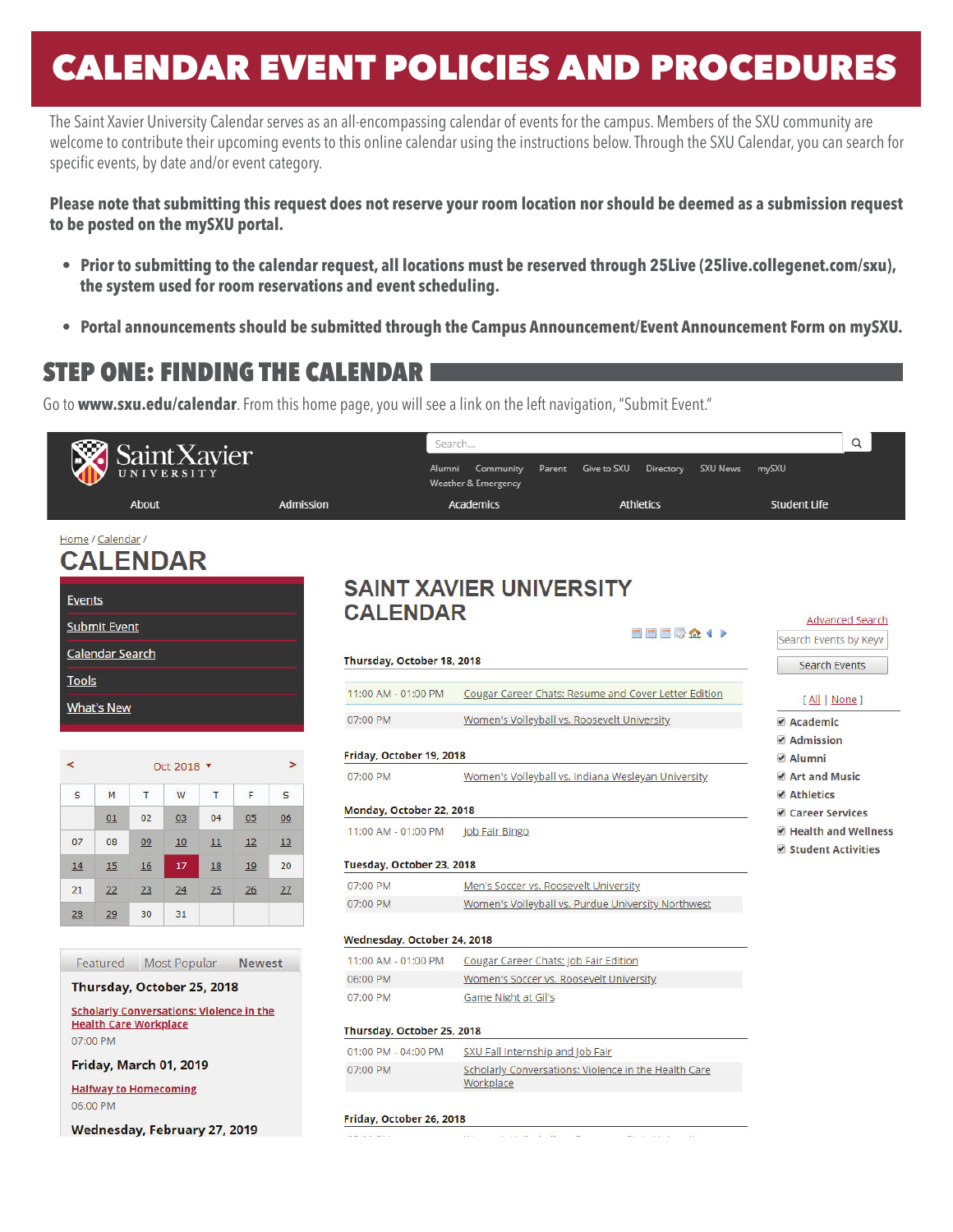# CALENDAR EVENT POLICIES AND PROCEDURES

The Saint Xavier University Calendar serves as an all-encompassing calendar of events for the campus. Members of the SXU community are welcome to contribute their upcoming events to this online calendar using the instructions below. Through the SXU Calendar, you can search for specific events, by date and/or event category.

**Please note that submitting this request does not reserve your room location nor should be deemed as a submission request to be posted on the mySXU portal.**

- **Prior to submitting to the calendar request, all locations must be reserved through 25Live (25live.collegenet.com/sxu), the system used for room reservations and event scheduling.**
- **Portal announcements should be submitted through the Campus Announcement/Event Announcement Form on mySXU.**

## STEP ONE: FINDING THE CALENDAR

Go to **www.sxu.edu/calendar**. From this home page, you will see a link on the left navigation, "Submit Event."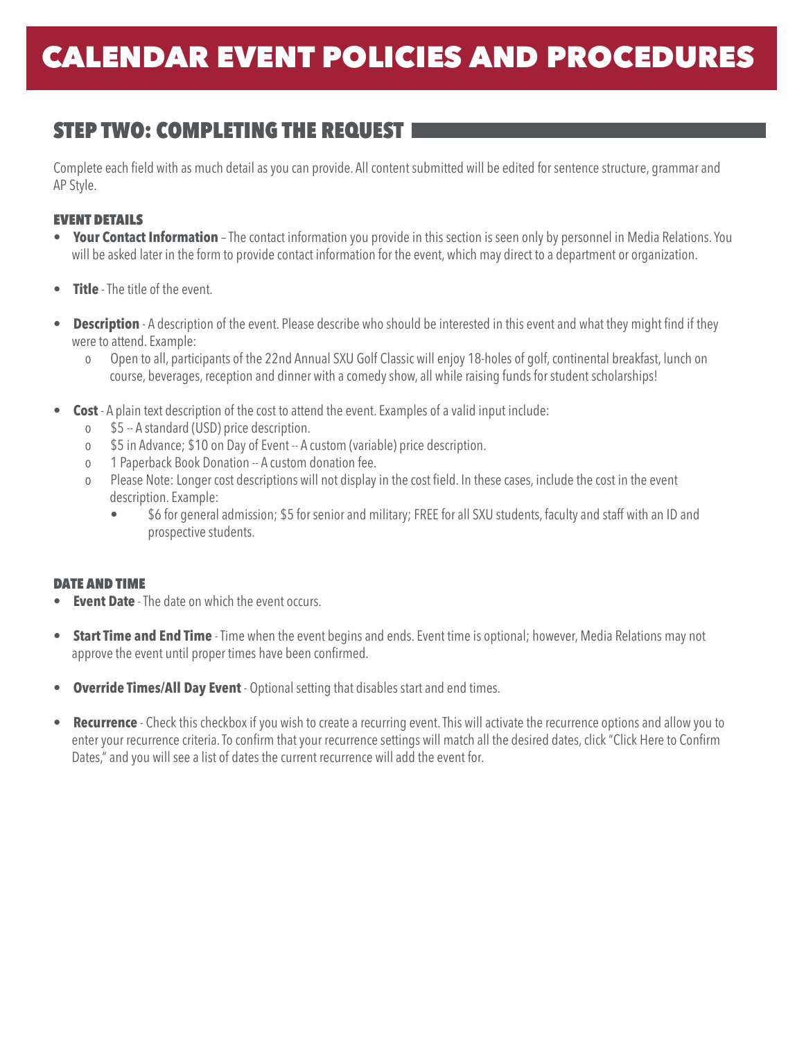# CALENDAR EVENT POLICIES AND PROCEDURES

## STEP TWO: COMPLETING THE REQUEST

Complete each field with as much detail as you can provide. All content submitted will be edited for sentence structure, grammar and AP Style.

### EVENT DETAILS

- **Your Contact Information** – The contact information you provide in this section is seen only by personnel in Media Relations. You will be asked later in the form to provide contact information for the event, which may direct to a department or organization.
- **Title** - The title of the event.
- **Description** - A description of the event. Please describe who should be interested in this event and what they might find if they were to attend. Example:
  - Open to all, participants of the 22nd Annual SXU Golf Classic will enjoy 18-holes of golf, continental breakfast, lunch on course, beverages, reception and dinner with a comedy show, all while raising funds for student scholarships!
- **Cost** - A plain text description of the cost to attend the event. Examples of a valid input include:
  - $5 -- A standard (USD) price description.
  - $5 in Advance; $10 on Day of Event -- A custom (variable) price description.
  - 1 Paperback Book Donation -- A custom donation fee.
  - Please Note: Longer cost descriptions will not display in the cost field. In these cases, include the cost in the event description. Example:
    - $6 for general admission; $5 for senior and military; FREE for all SXU students, faculty and staff with an ID and prospective students.

### DATE AND TIME

- **Event Date** - The date on which the event occurs.
- **Start Time and End Time** - Time when the event begins and ends. Event time is optional; however, Media Relations may not approve the event until proper times have been confirmed.
- **Override Times/All Day Event** - Optional setting that disables start and end times.
- **Recurrence** - Check this checkbox if you wish to create a recurring event. This will activate the recurrence options and allow you to enter your recurrence criteria. To confirm that your recurrence settings will match all the desired dates, click "Click Here to Confirm Dates," and you will see a list of dates the current recurrence will add the event for.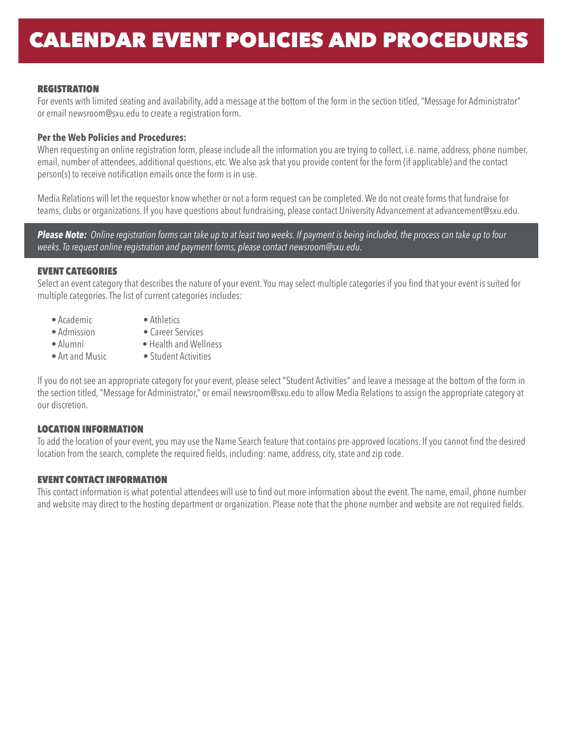# CALENDAR EVENT POLICIES AND PROCEDURES

## REGISTRATION

For events with limited seating and availability, add a message at the bottom of the form in the section titled, "Message for Administrator" or email newsroom@sxu.edu to create a registration form.

**Per the Web Policies and Procedures:**

When requesting an online registration form, please include all the information you are trying to collect, i.e. name, address, phone number, email, number of attendees, additional questions, etc. We also ask that you provide content for the form (if applicable) and the contact person(s) to receive notification emails once the form is in use.

Media Relations will let the requestor know whether or not a form request can be completed. We do not create forms that fundraise for teams, clubs or organizations. If you have questions about fundraising, please contact University Advancement at advancement@sxu.edu.

***Please Note:*** *Online registration forms can take up to at least two weeks. If payment is being included, the process can take up to four weeks. To request online registration and payment forms, please contact newsroom@sxu.edu.*

## EVENT CATEGORIES

Select an event category that describes the nature of your event. You may select multiple categories if you find that your event is suited for multiple categories. The list of current categories includes:

- Academic
- Admission
- Alumni
- Art and Music
- Athletics
- Career Services
- Health and Wellness
- Student Activities

If you do not see an appropriate category for your event, please select "Student Activities" and leave a message at the bottom of the form in the section titled, "Message for Administrator," or email newsroom@sxu.edu to allow Media Relations to assign the appropriate category at our discretion.

## LOCATION INFORMATION

To add the location of your event, you may use the Name Search feature that contains pre-approved locations. If you cannot find the desired location from the search, complete the required fields, including: name, address, city, state and zip code.

## EVENT CONTACT INFORMATION

This contact information is what potential attendees will use to find out more information about the event. The name, email, phone number and website may direct to the hosting department or organization. Please note that the phone number and website are not required fields.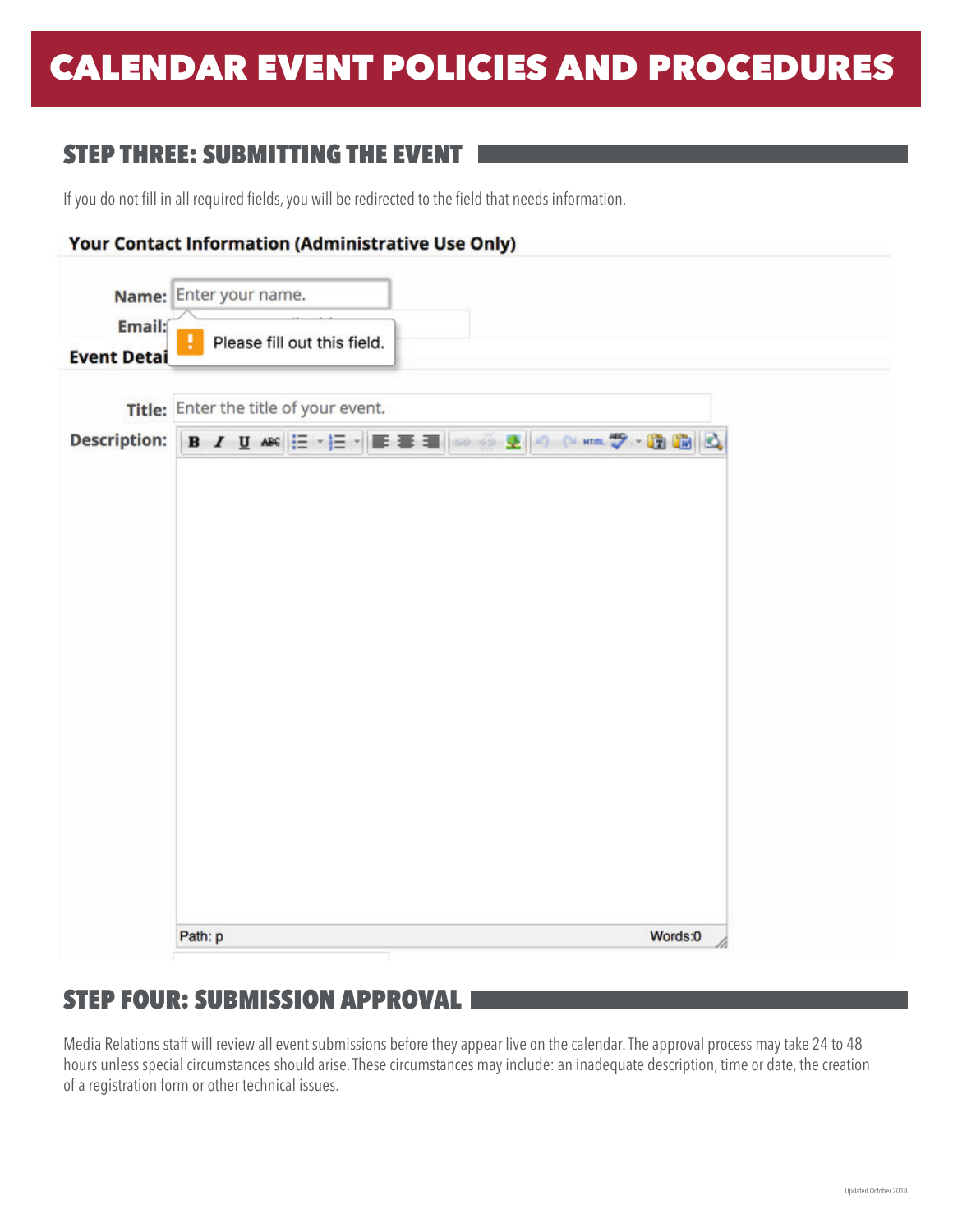# CALENDAR EVENT POLICIES AND PROCEDURES

## STEP THREE: SUBMITTING THE EVENT

If you do not fill in all required fields, you will be redirected to the field that needs information.

**Your Contact Information (Administrative Use Only)**

**Name:** Enter your name.

**Email:**

Please fill out this field.

**Event Detai**

**Title:** Enter the title of your event.

**Description:**

Path: p

Words:0

## STEP FOUR: SUBMISSION APPROVAL

Media Relations staff will review all event submissions before they appear live on the calendar. The approval process may take 24 to 48 hours unless special circumstances should arise. These circumstances may include: an inadequate description, time or date, the creation of a registration form or other technical issues.

Updated October 2018